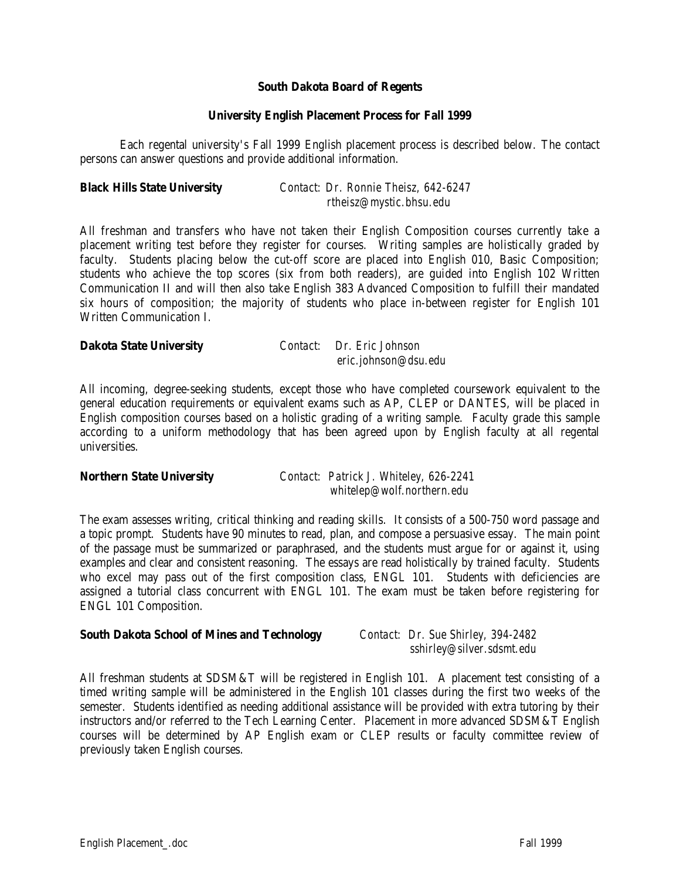# South Dakota Board of Regents

## University English Placement Process for Fall 1999

Each regental university's Fall 1999 English placement process is described below. The contact persons can answer questions and provide additional information.

**Black Hills State University** *Contact: Dr. Ronnie Theisz, 642-6247*
*rtheisz@mystic.bhsu.edu*

All freshman and transfers who have not taken their English Composition courses currently take a placement writing test before they register for courses. Writing samples are holistically graded by faculty. Students placing below the cut-off score are placed into English 010, Basic Composition; students who achieve the top scores (six from both readers), are guided into English 102 Written Communication II and will then also take English 383 Advanced Composition to fulfill their mandated six hours of composition; the majority of students who place in-between register for English 101 Written Communication I.

**Dakota State University** *Contact: Dr. Eric Johnson*
*eric.johnson@dsu.edu*

All incoming, degree-seeking students, except those who have completed coursework equivalent to the general education requirements or equivalent exams such as AP, CLEP or DANTES, will be placed in English composition courses based on a holistic grading of a writing sample. Faculty grade this sample according to a uniform methodology that has been agreed upon by English faculty at all regental universities.

**Northern State University** *Contact: Patrick J. Whiteley, 626-2241*
*whitelep@wolf.northern.edu*

The exam assesses writing, critical thinking and reading skills. It consists of a 500-750 word passage and a topic prompt. Students have 90 minutes to read, plan, and compose a persuasive essay. The main point of the passage must be summarized or paraphrased, and the students must argue for or against it, using examples and clear and consistent reasoning. The essays are read holistically by trained faculty. Students who excel may pass out of the first composition class, ENGL 101. Students with deficiencies are assigned a tutorial class concurrent with ENGL 101. The exam must be taken before registering for ENGL 101 Composition.

**South Dakota School of Mines and Technology** *Contact: Dr. Sue Shirley, 394-2482*
*sshirley@silver.sdsmt.edu*

All freshman students at SDSM&T will be registered in English 101. A placement test consisting of a timed writing sample will be administered in the English 101 classes during the first two weeks of the semester. Students identified as needing additional assistance will be provided with extra tutoring by their instructors and/or referred to the Tech Learning Center. Placement in more advanced SDSM&T English courses will be determined by AP English exam or CLEP results or faculty committee review of previously taken English courses.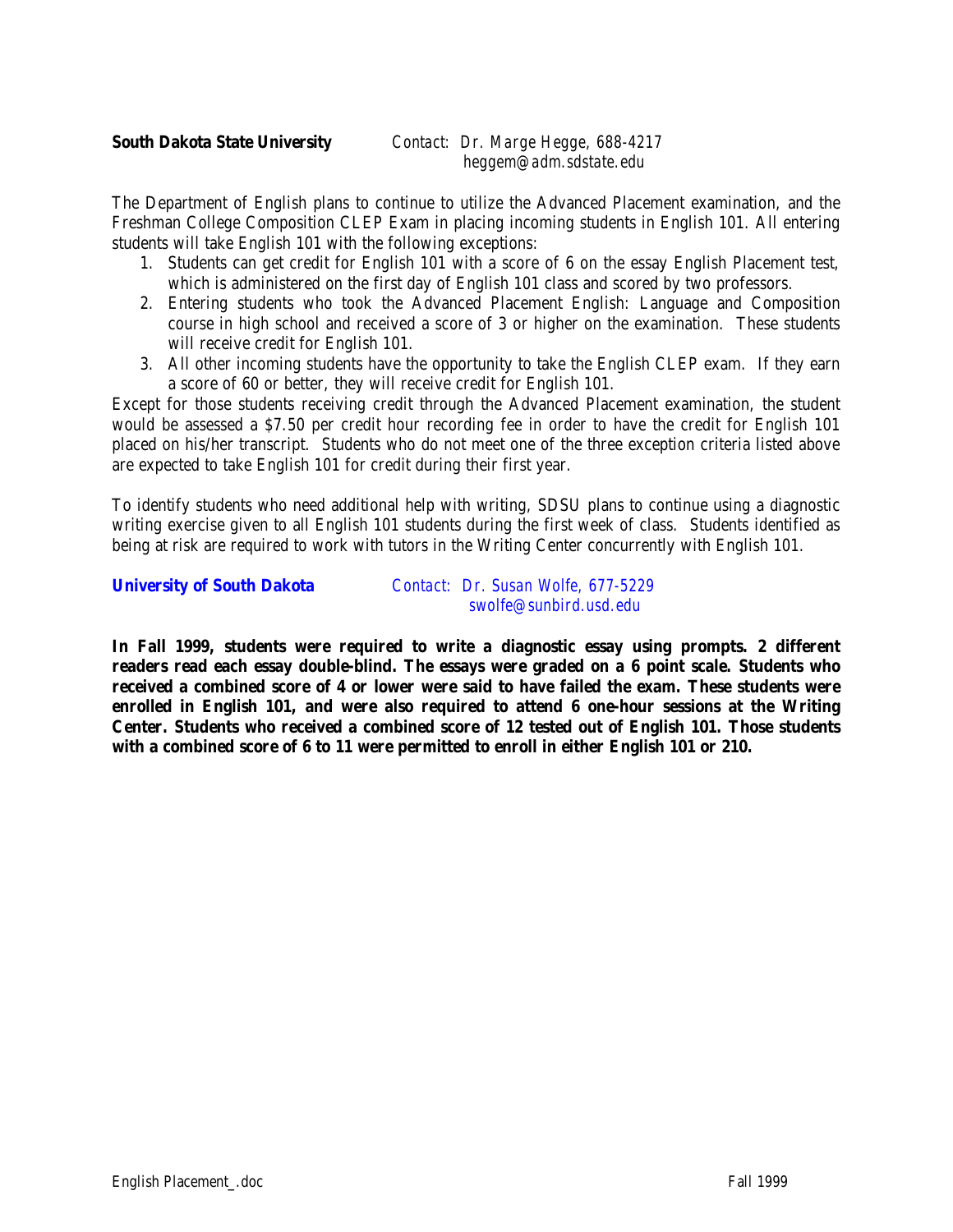**South Dakota State University** *Contact: Dr. Marge Hegge, 688-4217*
*heggem@adm.sdstate.edu*

The Department of English plans to continue to utilize the Advanced Placement examination, and the Freshman College Composition CLEP Exam in placing incoming students in English 101. All entering students will take English 101 with the following exceptions:

1. Students can get credit for English 101 with a score of 6 on the essay English Placement test, which is administered on the first day of English 101 class and scored by two professors.
2. Entering students who took the Advanced Placement English: Language and Composition course in high school and received a score of 3 or higher on the examination. These students will receive credit for English 101.
3. All other incoming students have the opportunity to take the English CLEP exam. If they earn a score of 60 or better, they will receive credit for English 101.

Except for those students receiving credit through the Advanced Placement examination, the student would be assessed a $7.50 per credit hour recording fee in order to have the credit for English 101 placed on his/her transcript. Students who do not meet one of the three exception criteria listed above are expected to take English 101 for credit during their first year.

To identify students who need additional help with writing, SDSU plans to continue using a diagnostic writing exercise given to all English 101 students during the first week of class. Students identified as being at risk are required to work with tutors in the Writing Center concurrently with English 101.

**University of South Dakota** *Contact: Dr. Susan Wolfe, 677-5229*
*swolfe@sunbird.usd.edu*

**In Fall 1999, students were required to write a diagnostic essay using prompts. 2 different readers read each essay double-blind. The essays were graded on a 6 point scale. Students who received a combined score of 4 or lower were said to have failed the exam. These students were enrolled in English 101, and were also required to attend 6 one-hour sessions at the Writing Center. Students who received a combined score of 12 tested out of English 101. Those students with a combined score of 6 to 11 were permitted to enroll in either English 101 or 210.**